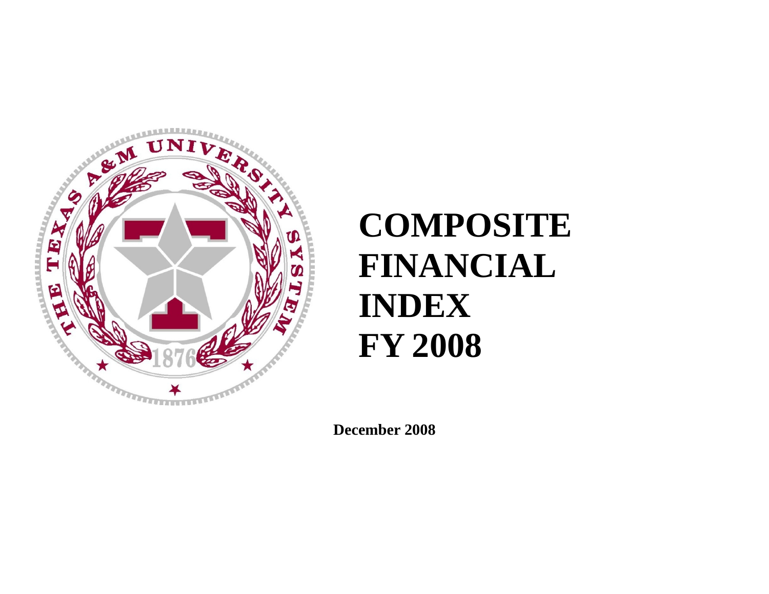# COMPOSITE FINANCIAL INDEX FY 2008

**December 2008**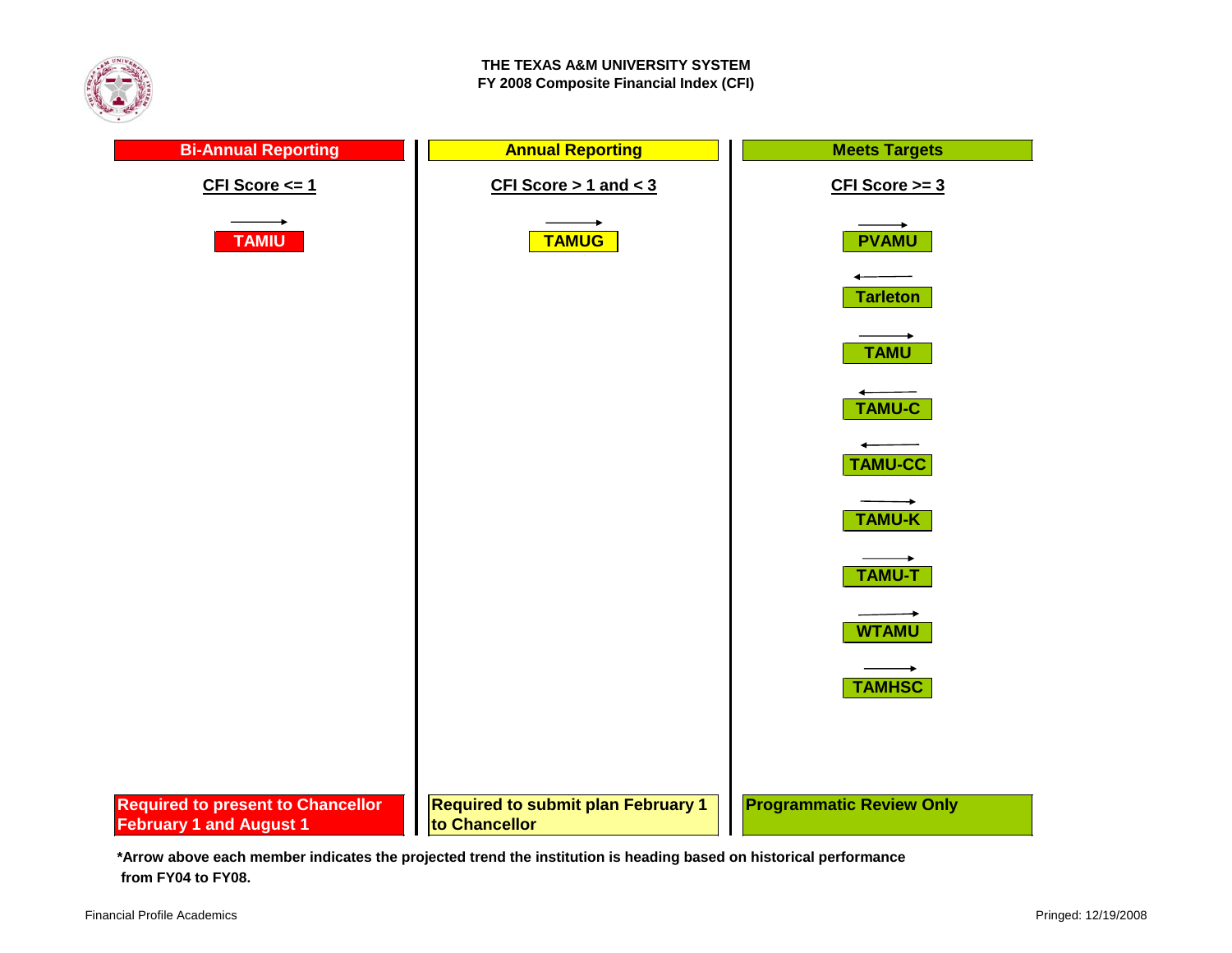# THE TEXAS A&M UNIVERSITY SYSTEM
## FY 2008 Composite Financial Index (CFI)

| Bi-Annual Reporting | Annual Reporting | Meets Targets |
|---|---|---|
| CFI Score <= 1 | CFI Score > 1 and < 3 | CFI Score >= 3 |
| → TAMIU | → TAMUG | → PVAMU |
| | | ← Tarleton |
| | | → TAMU |
| | | ← TAMU-C |
| | | ← TAMU-CC |
| | | → TAMU-K |
| | | → TAMU-T |
| | | → WTAMU |
| | | → TAMHSC |
| **Required to present to Chancellor February 1 and August 1** | **Required to submit plan February 1 to Chancellor** | **Programmatic Review Only** |

***Arrow above each member indicates the projected trend the institution is heading based on historical performance from FY04 to FY08.**

Financial Profile Academics

Pringed: 12/19/2008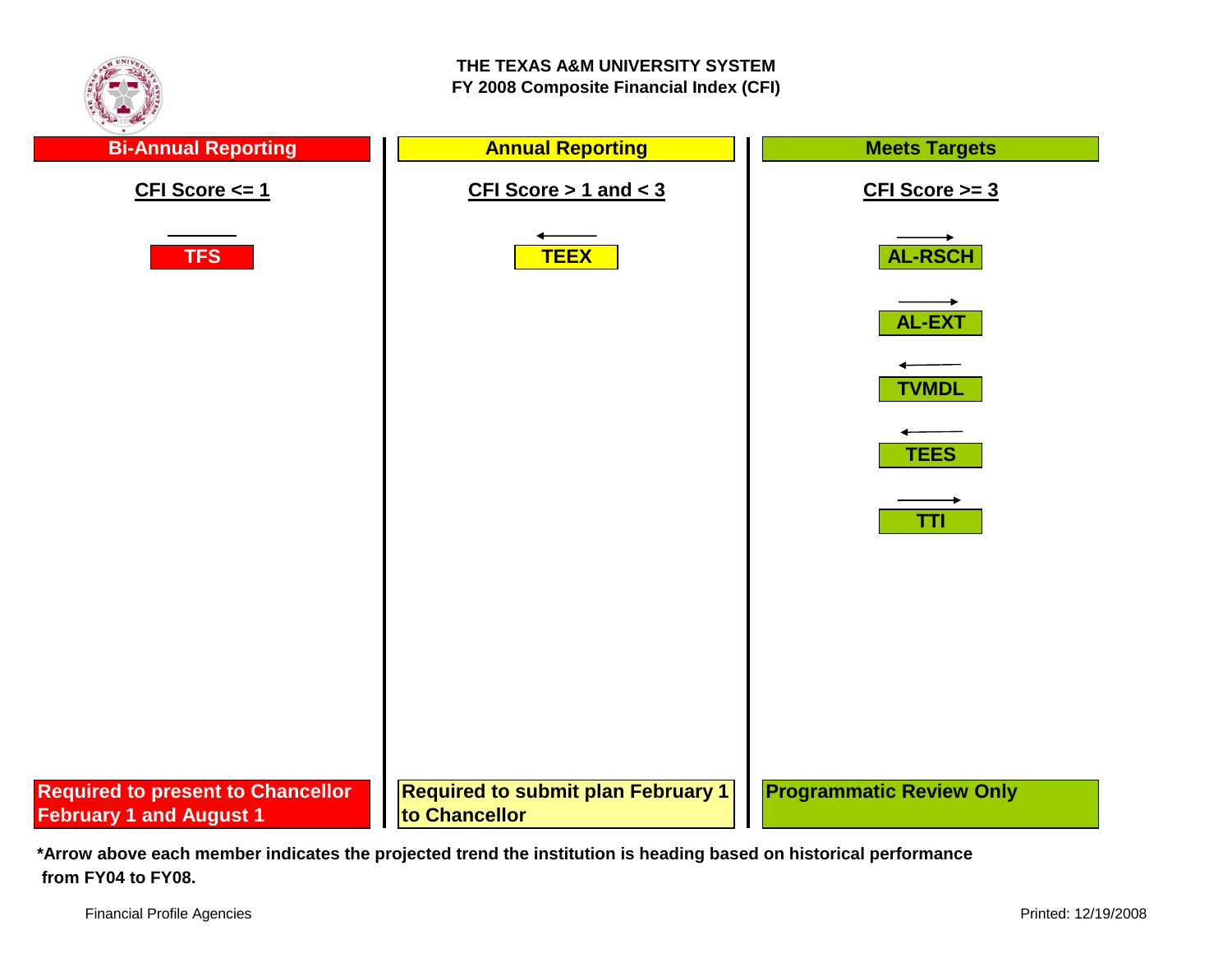# THE TEXAS A&M UNIVERSITY SYSTEM
## FY 2008 Composite Financial Index (CFI)

| Bi-Annual Reporting | Annual Reporting | Meets Targets |
|---|---|---|
| **CFI Score <= 1** | **CFI Score > 1 and < 3** | **CFI Score >= 3** |
| TFS (—) | TEEX (←) | AL-RSCH (→) |
| | | AL-EXT (→) |
| | | TVMDL (←) |
| | | TEES (←) |
| | | TTI (→) |
| **Required to present to Chancellor February 1 and August 1** | **Required to submit plan February 1 to Chancellor** | **Programmatic Review Only** |

**\*Arrow above each member indicates the projected trend the institution is heading based on historical performance from FY04 to FY08.**

Financial Profile Agencies

Printed: 12/19/2008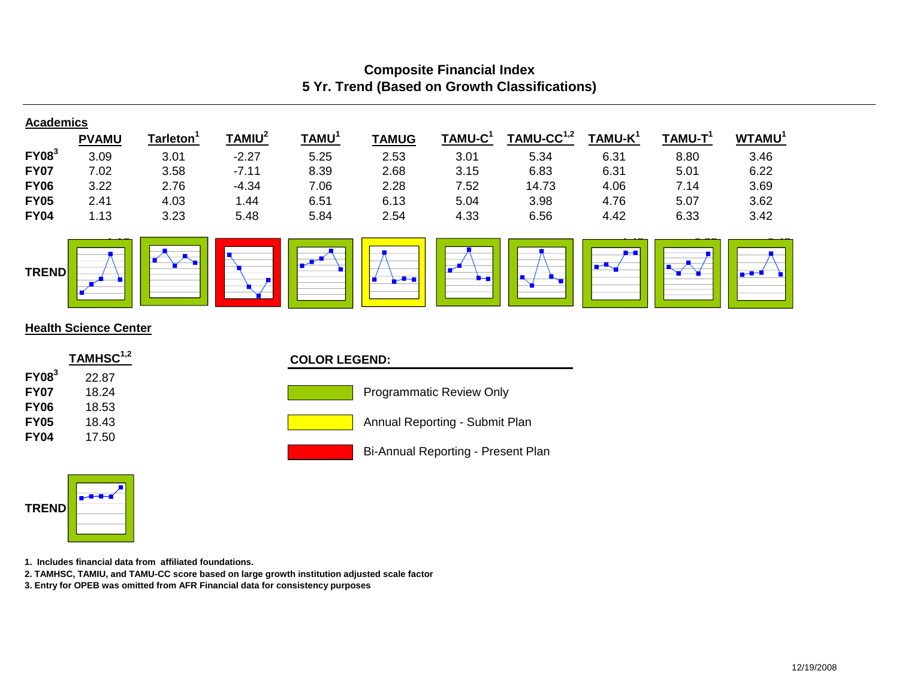# Composite Financial Index
## 5 Yr. Trend (Based on Growth Classifications)

### Academics

| | PVAMU | Tarleton[1] | TAMIU[2] | TAMU[1] | TAMUG | TAMU-C[1] | TAMU-CC[1,2] | TAMU-K[1] | TAMU-T[1] | WTAMU[1] |
|---|---|---|---|---|---|---|---|---|---|---|
| FY08[3] | 3.09 | 3.01 | -2.27 | 5.25 | 2.53 | 3.01 | 5.34 | 6.31 | 8.80 | 3.46 |
| FY07 | 7.02 | 3.58 | -7.11 | 8.39 | 2.68 | 3.15 | 6.83 | 6.31 | 5.01 | 6.22 |
| FY06 | 3.22 | 2.76 | -4.34 | 7.06 | 2.28 | 7.52 | 14.73 | 4.06 | 7.14 | 3.69 |
| FY05 | 2.41 | 4.03 | 1.44 | 6.51 | 6.13 | 5.04 | 3.98 | 4.76 | 5.07 | 3.62 |
| FY04 | 1.13 | 3.23 | 5.48 | 5.84 | 2.54 | 4.33 | 6.56 | 4.42 | 6.33 | 3.42 |

TREND

### Health Science Center

| | TAMHSC[1,2] |
|---|---|
| FY08[3] | 22.87 |
| FY07 | 18.24 |
| FY06 | 18.53 |
| FY05 | 18.43 |
| FY04 | 17.50 |

TREND

**COLOR LEGEND:**

- Programmatic Review Only (green)
- Annual Reporting - Submit Plan (yellow)
- Bi-Annual Reporting - Present Plan (red)

**1. Includes financial data from affiliated foundations.**

**2. TAMHSC, TAMIU, and TAMU-CC score based on large growth institution adjusted scale factor**

**3. Entry for OPEB was omitted from AFR Financial data for consistency purposes**

12/19/2008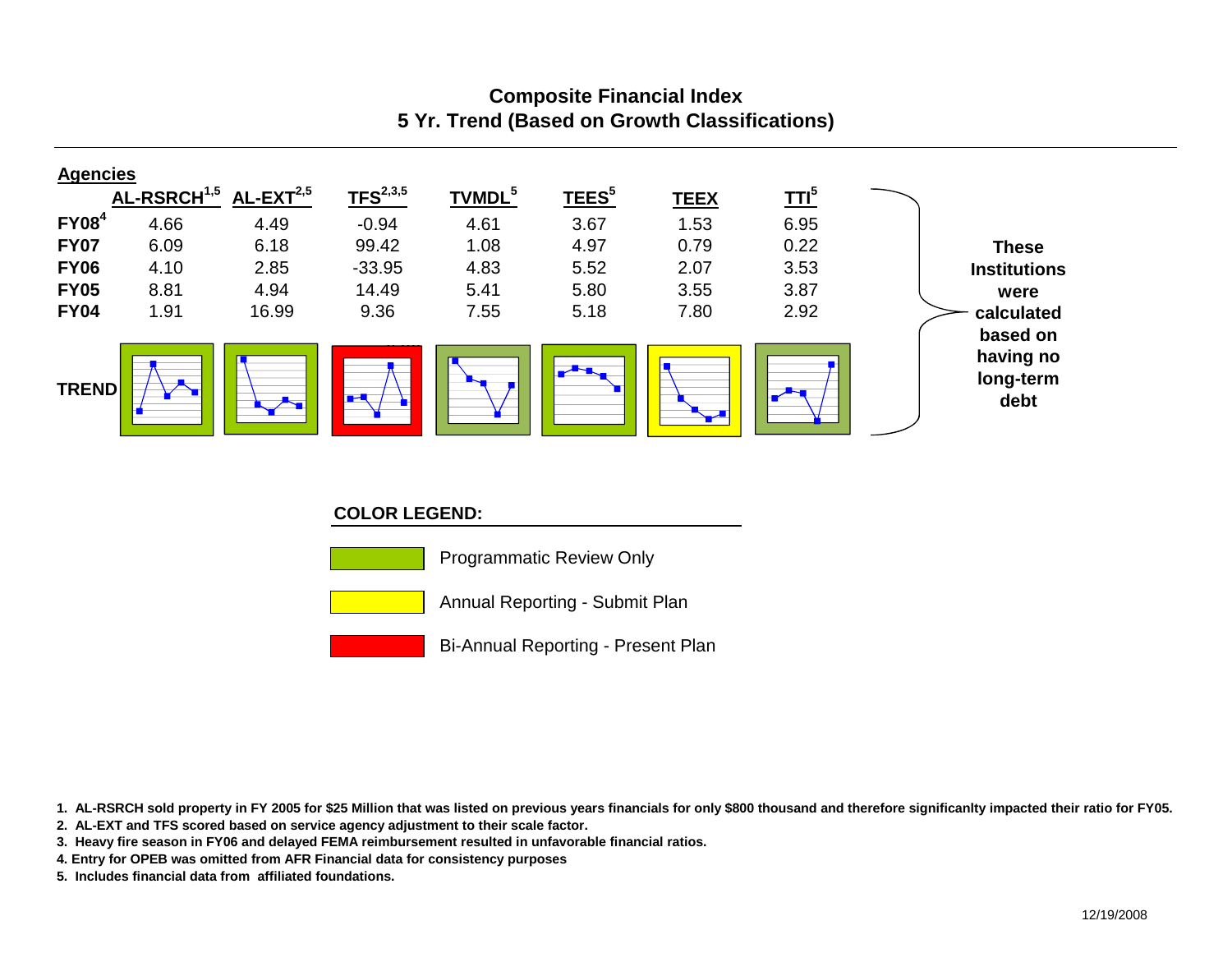# Composite Financial Index
## 5 Yr. Trend (Based on Growth Classifications)

**Agencies**

| | AL-RSRCH[1,5] | AL-EXT[2,5] | TFS[2,3,5] | TVMDL[5] | TEES[5] | TEEX | TTI[5] |
|---|---|---|---|---|---|---|---|
| **FY08[4]** | 4.66 | 4.49 | -0.94 | 4.61 | 3.67 | 1.53 | 6.95 |
| **FY07** | 6.09 | 6.18 | 99.42 | 1.08 | 4.97 | 0.79 | 0.22 |
| **FY06** | 4.10 | 2.85 | -33.95 | 4.83 | 5.52 | 2.07 | 3.53 |
| **FY05** | 8.81 | 4.94 | 14.49 | 5.41 | 5.80 | 3.55 | 3.87 |
| **FY04** | 1.91 | 16.99 | 9.36 | 7.55 | 5.18 | 7.80 | 2.92 |
| **TREND** | | | | | | | |

**These Institutions were calculated based on having no long-term debt**

**COLOR LEGEND:**

- Programmatic Review Only (green)
- Annual Reporting - Submit Plan (yellow)
- Bi-Annual Reporting - Present Plan (red)

1. **AL-RSRCH sold property in FY 2005 for $25 Million that was listed on previous years financials for only $800 thousand and therefore significanlty impacted their ratio for FY05.**
2. **AL-EXT and TFS scored based on service agency adjustment to their scale factor.**
3. **Heavy fire season in FY06 and delayed FEMA reimbursement resulted in unfavorable financial ratios.**
4. **Entry for OPEB was omitted from AFR Financial data for consistency purposes**
5. **Includes financial data from affiliated foundations.**

12/19/2008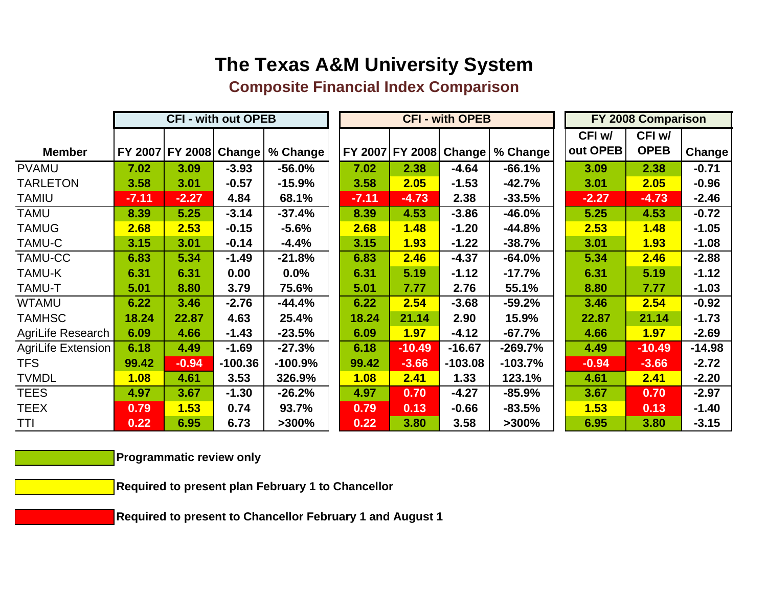# The Texas A&M University System

## Composite Financial Index Comparison

| Member | CFI - with out OPEB | | | | CFI - with OPEB | | | | FY 2008 Comparison | | |
|---|---|---|---|---|---|---|---|---|---|---|---|
| | FY 2007 | FY 2008 | Change | % Change | FY 2007 | FY 2008 | Change | % Change | CFI w/ out OPEB | CFI w/ OPEB | Change |
| PVAMU | 7.02 | 3.09 | -3.93 | -56.0% | 7.02 | 2.38 | -4.64 | -66.1% | 3.09 | 2.38 | -0.71 |
| TARLETON | 3.58 | 3.01 | -0.57 | -15.9% | 3.58 | 2.05 | -1.53 | -42.7% | 3.01 | 2.05 | -0.96 |
| TAMIU | -7.11 | -2.27 | 4.84 | 68.1% | -7.11 | -4.73 | 2.38 | -33.5% | -2.27 | -4.73 | -2.46 |
| TAMU | 8.39 | 5.25 | -3.14 | -37.4% | 8.39 | 4.53 | -3.86 | -46.0% | 5.25 | 4.53 | -0.72 |
| TAMUG | 2.68 | 2.53 | -0.15 | -5.6% | 2.68 | 1.48 | -1.20 | -44.8% | 2.53 | 1.48 | -1.05 |
| TAMU-C | 3.15 | 3.01 | -0.14 | -4.4% | 3.15 | 1.93 | -1.22 | -38.7% | 3.01 | 1.93 | -1.08 |
| TAMU-CC | 6.83 | 5.34 | -1.49 | -21.8% | 6.83 | 2.46 | -4.37 | -64.0% | 5.34 | 2.46 | -2.88 |
| TAMU-K | 6.31 | 6.31 | 0.00 | 0.0% | 6.31 | 5.19 | -1.12 | -17.7% | 6.31 | 5.19 | -1.12 |
| TAMU-T | 5.01 | 8.80 | 3.79 | 75.6% | 5.01 | 7.77 | 2.76 | 55.1% | 8.80 | 7.77 | -1.03 |
| WTAMU | 6.22 | 3.46 | -2.76 | -44.4% | 6.22 | 2.54 | -3.68 | -59.2% | 3.46 | 2.54 | -0.92 |
| TAMHSC | 18.24 | 22.87 | 4.63 | 25.4% | 18.24 | 21.14 | 2.90 | 15.9% | 22.87 | 21.14 | -1.73 |
| AgriLife Research | 6.09 | 4.66 | -1.43 | -23.5% | 6.09 | 1.97 | -4.12 | -67.7% | 4.66 | 1.97 | -2.69 |
| AgriLife Extension | 6.18 | 4.49 | -1.69 | -27.3% | 6.18 | -10.49 | -16.67 | -269.7% | 4.49 | -10.49 | -14.98 |
| TFS | 99.42 | -0.94 | -100.36 | -100.9% | 99.42 | -3.66 | -103.08 | -103.7% | -0.94 | -3.66 | -2.72 |
| TVMDL | 1.08 | 4.61 | 3.53 | 326.9% | 1.08 | 2.41 | 1.33 | 123.1% | 4.61 | 2.41 | -2.20 |
| TEES | 4.97 | 3.67 | -1.30 | -26.2% | 4.97 | 0.70 | -4.27 | -85.9% | 3.67 | 0.70 | -2.97 |
| TEEX | 0.79 | 1.53 | 0.74 | 93.7% | 0.79 | 0.13 | -0.66 | -83.5% | 1.53 | 0.13 | -1.40 |
| TTI | 0.22 | 6.95 | 6.73 | >300% | 0.22 | 3.80 | 3.58 | >300% | 6.95 | 3.80 | -3.15 |

**Programmatic review only** (green)

**Required to present plan February 1 to Chancellor** (yellow)

**Required to present to Chancellor February 1 and August 1** (red)